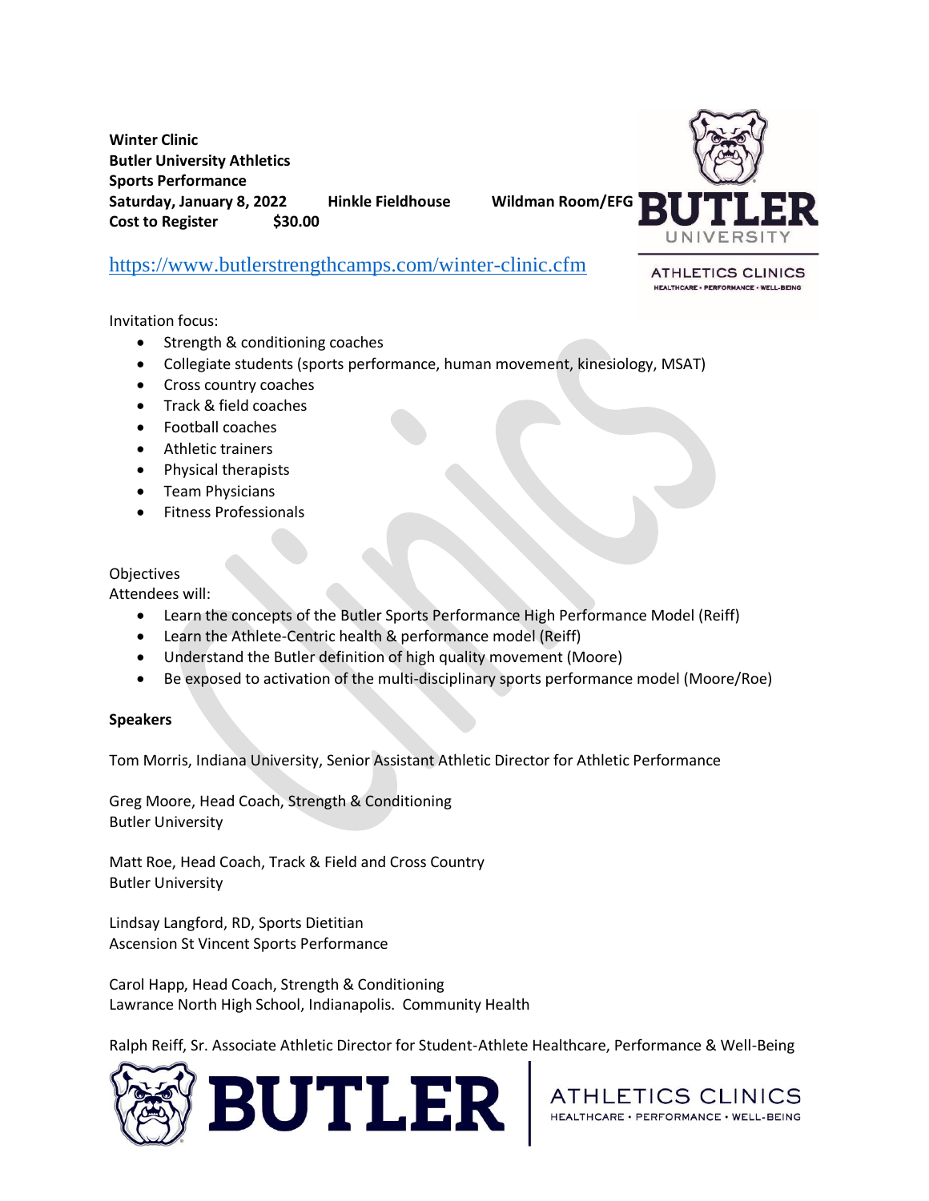**Winter Clinic**
**Butler University Athletics**
**Sports Performance**
**Saturday, January 8, 2022 Hinkle Fieldhouse Wildman Room/EFG**
**Cost to Register $30.00**

https://www.butlerstrengthcamps.com/winter-clinic.cfm

Invitation focus:

- Strength & conditioning coaches
- Collegiate students (sports performance, human movement, kinesiology, MSAT)
- Cross country coaches
- Track & field coaches
- Football coaches
- Athletic trainers
- Physical therapists
- Team Physicians
- Fitness Professionals

Objectives
Attendees will:

- Learn the concepts of the Butler Sports Performance High Performance Model (Reiff)
- Learn the Athlete-Centric health & performance model (Reiff)
- Understand the Butler definition of high quality movement (Moore)
- Be exposed to activation of the multi-disciplinary sports performance model (Moore/Roe)

**Speakers**

Tom Morris, Indiana University, Senior Assistant Athletic Director for Athletic Performance

Greg Moore, Head Coach, Strength & Conditioning
Butler University

Matt Roe, Head Coach, Track & Field and Cross Country
Butler University

Lindsay Langford, RD, Sports Dietitian
Ascension St Vincent Sports Performance

Carol Happ, Head Coach, Strength & Conditioning
Lawrance North High School, Indianapolis. Community Health

Ralph Reiff, Sr. Associate Athletic Director for Student-Athlete Healthcare, Performance & Well-Being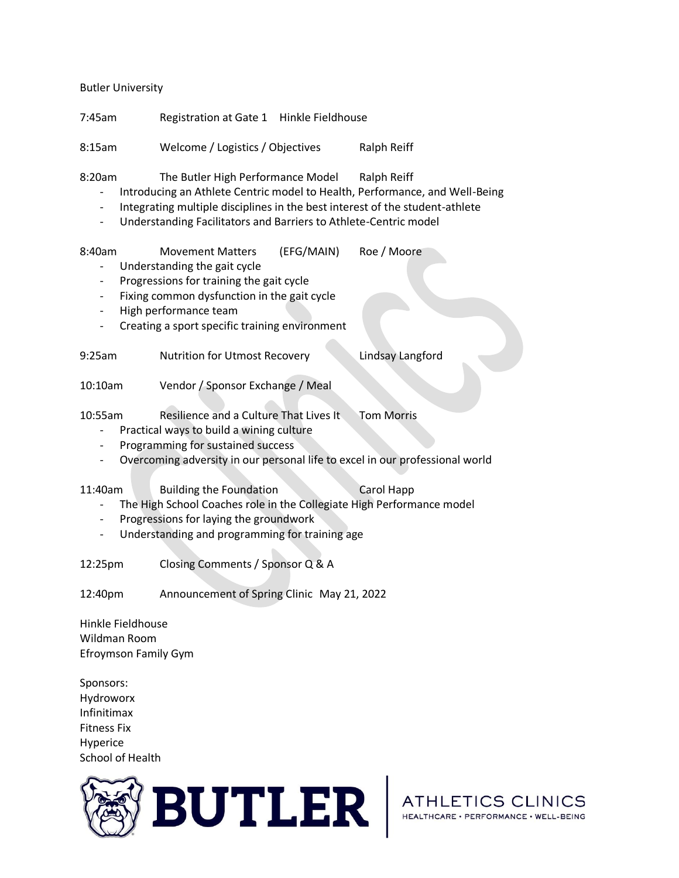Butler University

7:45am Registration at Gate 1 Hinkle Fieldhouse

8:15am Welcome / Logistics / Objectives Ralph Reiff

8:20am The Butler High Performance Model Ralph Reiff

- Introducing an Athlete Centric model to Health, Performance, and Well-Being
- Integrating multiple disciplines in the best interest of the student-athlete
- Understanding Facilitators and Barriers to Athlete-Centric model

8:40am Movement Matters (EFG/MAIN) Roe / Moore

- Understanding the gait cycle
- Progressions for training the gait cycle
- Fixing common dysfunction in the gait cycle
- High performance team
- Creating a sport specific training environment

9:25am Nutrition for Utmost Recovery Lindsay Langford

10:10am Vendor / Sponsor Exchange / Meal

10:55am Resilience and a Culture That Lives It Tom Morris

- Practical ways to build a wining culture
- Programming for sustained success
- Overcoming adversity in our personal life to excel in our professional world

11:40am Building the Foundation Carol Happ

- The High School Coaches role in the Collegiate High Performance model
- Progressions for laying the groundwork
- Understanding and programming for training age

12:25pm Closing Comments / Sponsor Q & A

12:40pm Announcement of Spring Clinic May 21, 2022

Hinkle Fieldhouse
Wildman Room
Efroymson Family Gym

Sponsors:
Hydroworx
Infinitimax
Fitness Fix
Hyperice
School of Health

BUTLER | ATHLETICS CLINICS
HEALTHCARE • PERFORMANCE • WELL-BEING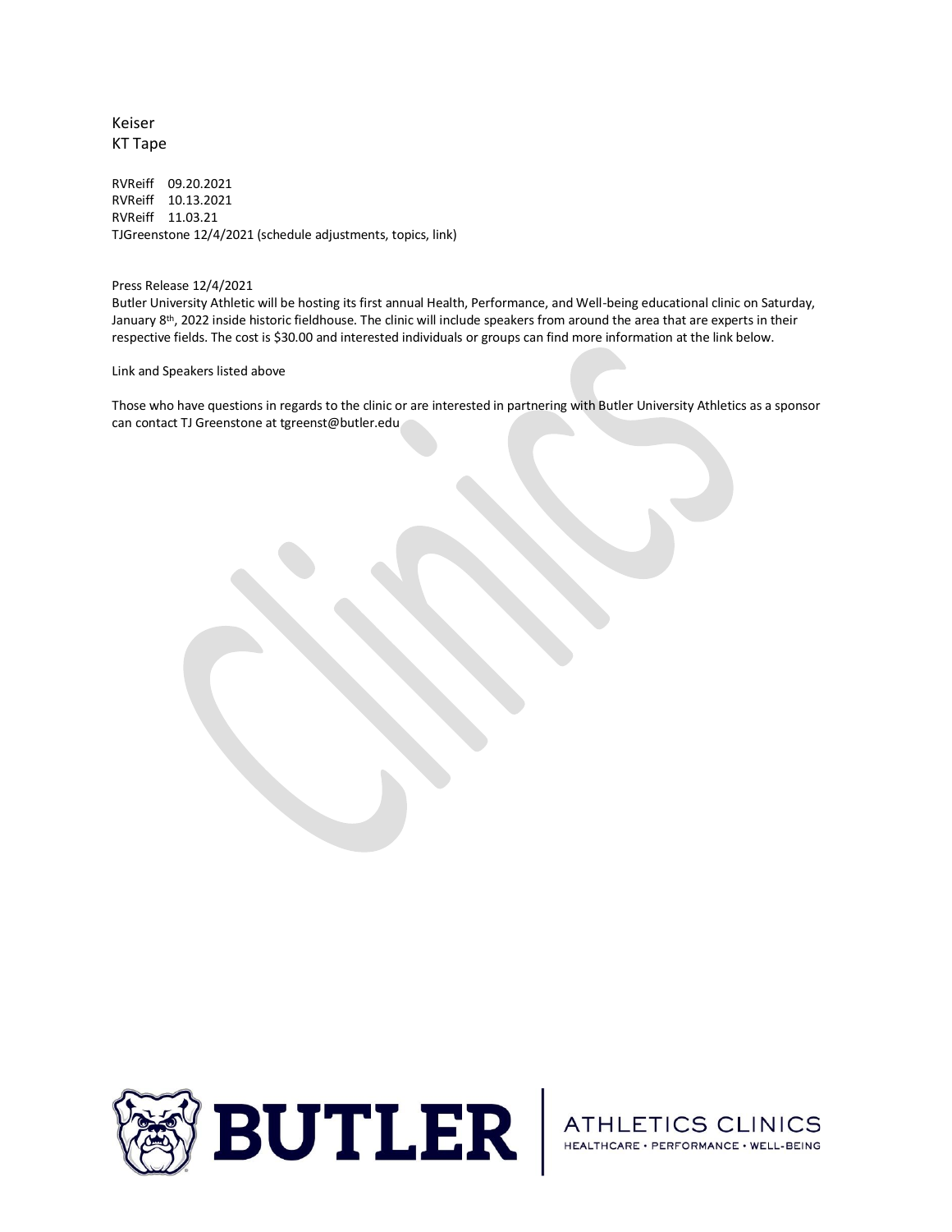Keiser
KT Tape

RVReiff 09.20.2021
RVReiff 10.13.2021
RVReiff 11.03.21
TJGreenstone 12/4/2021 (schedule adjustments, topics, link)

Press Release 12/4/2021
Butler University Athletic will be hosting its first annual Health, Performance, and Well-being educational clinic on Saturday, January 8th, 2022 inside historic fieldhouse. The clinic will include speakers from around the area that are experts in their respective fields. The cost is $30.00 and interested individuals or groups can find more information at the link below.

Link and Speakers listed above

Those who have questions in regards to the clinic or are interested in partnering with Butler University Athletics as a sponsor can contact TJ Greenstone at tgreenst@butler.edu